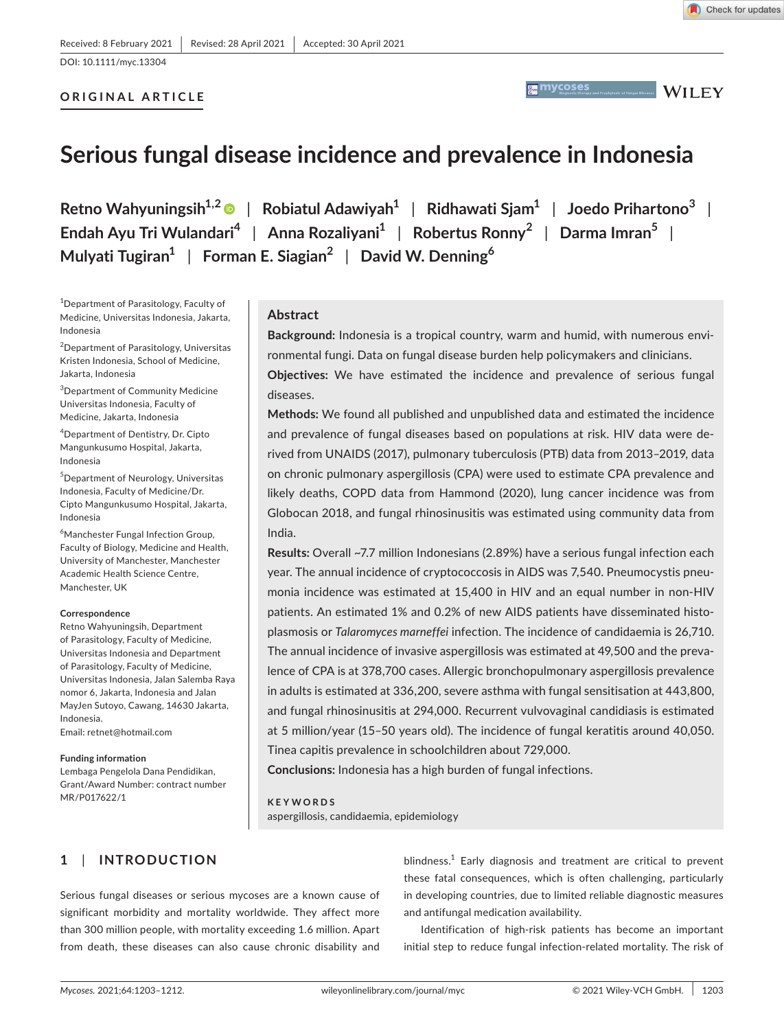Received: 8 February 2021 | Revised: 28 April 2021 | Accepted: 30 April 2021

DOI: 10.1111/myc.13304

**ORIGINAL ARTICLE**

# Serious fungal disease incidence and prevalence in Indonesia

**Retno Wahyuningsih**[1,2] | **Robiatul Adawiyah**[1] | **Ridhawati Sjam**[1] | **Joedo Prihartono**[3] | **Endah Ayu Tri Wulandari**[4] | **Anna Rozaliyani**[1] | **Robertus Ronny**[2] | **Darma Imran**[5] | **Mulyati Tugiran**[1] | **Forman E. Siagian**[2] | **David W. Denning**[6]

[1]Department of Parasitology, Faculty of Medicine, Universitas Indonesia, Jakarta, Indonesia

[2]Department of Parasitology, Universitas Kristen Indonesia, School of Medicine, Jakarta, Indonesia

[3]Department of Community Medicine Universitas Indonesia, Faculty of Medicine, Jakarta, Indonesia

[4]Department of Dentistry, Dr. Cipto Mangunkusumo Hospital, Jakarta, Indonesia

[5]Department of Neurology, Universitas Indonesia, Faculty of Medicine/Dr. Cipto Mangunkusumo Hospital, Jakarta, Indonesia

[6]Manchester Fungal Infection Group, Faculty of Biology, Medicine and Health, University of Manchester, Manchester Academic Health Science Centre, Manchester, UK

**Correspondence**
Retno Wahyuningsih, Department of Parasitology, Faculty of Medicine, Universitas Indonesia and Department of Parasitology, Faculty of Medicine, Universitas Indonesia, Jalan Salemba Raya nomor 6, Jakarta, Indonesia and Jalan MayJen Sutoyo, Cawang, 14630 Jakarta, Indonesia.
Email: retnet@hotmail.com

**Funding information**
Lembaga Pengelola Dana Pendidikan, Grant/Award Number: contract number MR/P017622/1

## Abstract

**Background:** Indonesia is a tropical country, warm and humid, with numerous environmental fungi. Data on fungal disease burden help policymakers and clinicians.

**Objectives:** We have estimated the incidence and prevalence of serious fungal diseases.

**Methods:** We found all published and unpublished data and estimated the incidence and prevalence of fungal diseases based on populations at risk. HIV data were derived from UNAIDS (2017), pulmonary tuberculosis (PTB) data from 2013–2019, data on chronic pulmonary aspergillosis (CPA) were used to estimate CPA prevalence and likely deaths, COPD data from Hammond (2020), lung cancer incidence was from Globocan 2018, and fungal rhinosinusitis was estimated using community data from India.

**Results:** Overall ~7.7 million Indonesians (2.89%) have a serious fungal infection each year. The annual incidence of cryptococcosis in AIDS was 7,540. Pneumocystis pneumonia incidence was estimated at 15,400 in HIV and an equal number in non-HIV patients. An estimated 1% and 0.2% of new AIDS patients have disseminated histoplasmosis or *Talaromyces marneffei* infection. The incidence of candidaemia is 26,710. The annual incidence of invasive aspergillosis was estimated at 49,500 and the prevalence of CPA is at 378,700 cases. Allergic bronchopulmonary aspergillosis prevalence in adults is estimated at 336,200, severe asthma with fungal sensitisation at 443,800, and fungal rhinosinusitis at 294,000. Recurrent vulvovaginal candidiasis is estimated at 5 million/year (15–50 years old). The incidence of fungal keratitis around 40,050. Tinea capitis prevalence in schoolchildren about 729,000.

**Conclusions:** Indonesia has a high burden of fungal infections.

**KEYWORDS**
aspergillosis, candidaemia, epidemiology

## 1 | INTRODUCTION

Serious fungal diseases or serious mycoses are a known cause of significant morbidity and mortality worldwide. They affect more than 300 million people, with mortality exceeding 1.6 million. Apart from death, these diseases can also cause chronic disability and blindness.[1] Early diagnosis and treatment are critical to prevent these fatal consequences, which is often challenging, particularly in developing countries, due to limited reliable diagnostic measures and antifungal medication availability.

Identification of high-risk patients has become an important initial step to reduce fungal infection-related mortality. The risk of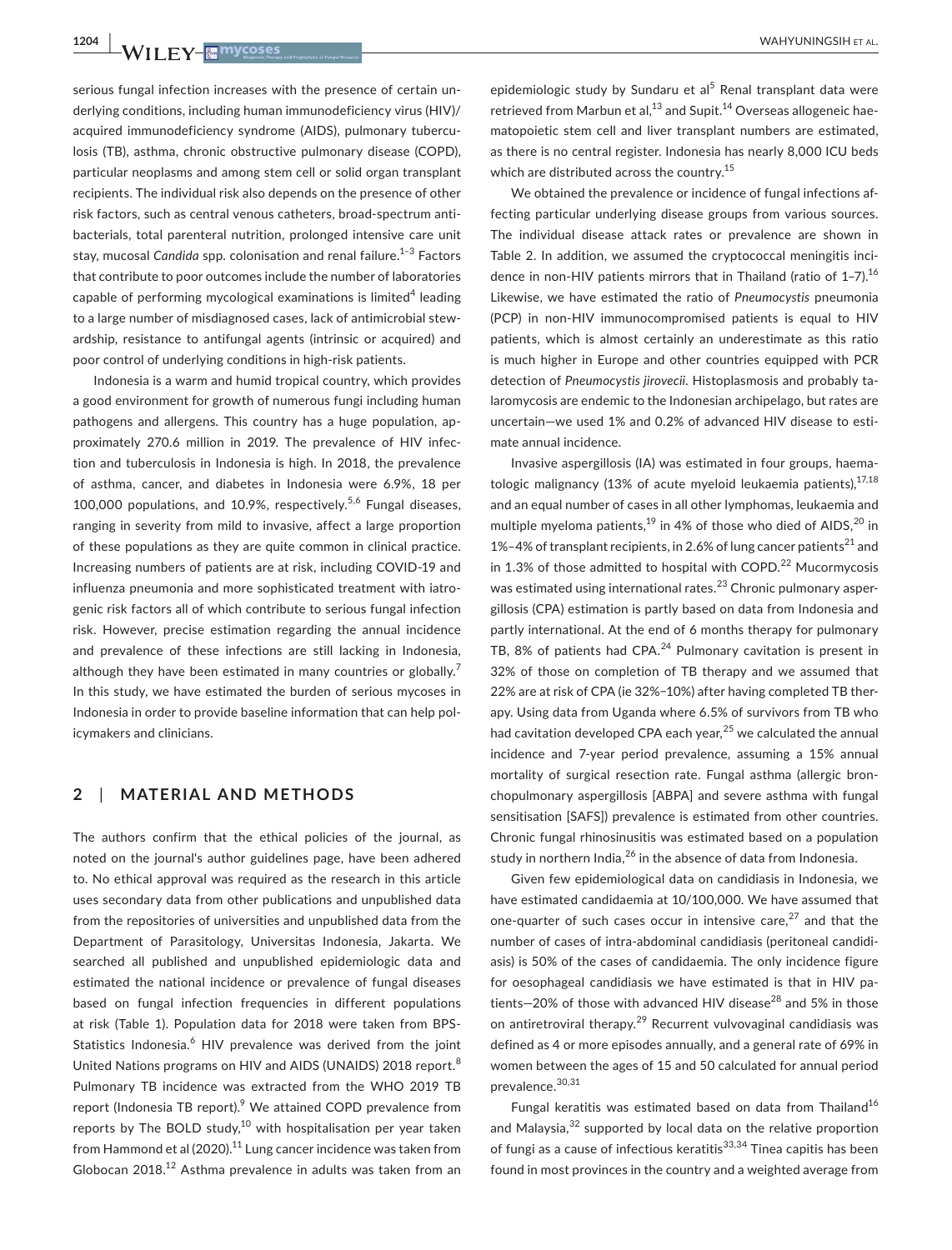serious fungal infection increases with the presence of certain underlying conditions, including human immunodeficiency virus (HIV)/acquired immunodeficiency syndrome (AIDS), pulmonary tuberculosis (TB), asthma, chronic obstructive pulmonary disease (COPD), particular neoplasms and among stem cell or solid organ transplant recipients. The individual risk also depends on the presence of other risk factors, such as central venous catheters, broad-spectrum antibacterials, total parenteral nutrition, prolonged intensive care unit stay, mucosal *Candida* spp. colonisation and renal failure.[1–3] Factors that contribute to poor outcomes include the number of laboratories capable of performing mycological examinations is limited[4] leading to a large number of misdiagnosed cases, lack of antimicrobial stewardship, resistance to antifungal agents (intrinsic or acquired) and poor control of underlying conditions in high-risk patients.

Indonesia is a warm and humid tropical country, which provides a good environment for growth of numerous fungi including human pathogens and allergens. This country has a huge population, approximately 270.6 million in 2019. The prevalence of HIV infection and tuberculosis in Indonesia is high. In 2018, the prevalence of asthma, cancer, and diabetes in Indonesia were 6.9%, 18 per 100,000 populations, and 10.9%, respectively.[5,6] Fungal diseases, ranging in severity from mild to invasive, affect a large proportion of these populations as they are quite common in clinical practice. Increasing numbers of patients are at risk, including COVID-19 and influenza pneumonia and more sophisticated treatment with iatrogenic risk factors all of which contribute to serious fungal infection risk. However, precise estimation regarding the annual incidence and prevalence of these infections are still lacking in Indonesia, although they have been estimated in many countries or globally.[7] In this study, we have estimated the burden of serious mycoses in Indonesia in order to provide baseline information that can help policymakers and clinicians.

## 2 | MATERIAL AND METHODS

The authors confirm that the ethical policies of the journal, as noted on the journal's author guidelines page, have been adhered to. No ethical approval was required as the research in this article uses secondary data from other publications and unpublished data from the repositories of universities and unpublished data from the Department of Parasitology, Universitas Indonesia, Jakarta. We searched all published and unpublished epidemiologic data and estimated the national incidence or prevalence of fungal diseases based on fungal infection frequencies in different populations at risk (Table 1). Population data for 2018 were taken from BPS-Statistics Indonesia.[6] HIV prevalence was derived from the joint United Nations programs on HIV and AIDS (UNAIDS) 2018 report.[8] Pulmonary TB incidence was extracted from the WHO 2019 TB report (Indonesia TB report).[9] We attained COPD prevalence from reports by The BOLD study,[10] with hospitalisation per year taken from Hammond et al (2020).[11] Lung cancer incidence was taken from Globocan 2018.[12] Asthma prevalence in adults was taken from an epidemiologic study by Sundaru et al[5] Renal transplant data were retrieved from Marbun et al,[13] and Supit.[14] Overseas allogeneic haematopoietic stem cell and liver transplant numbers are estimated, as there is no central register. Indonesia has nearly 8,000 ICU beds which are distributed across the country.[15]

We obtained the prevalence or incidence of fungal infections affecting particular underlying disease groups from various sources. The individual disease attack rates or prevalence are shown in Table 2. In addition, we assumed the cryptococcal meningitis incidence in non-HIV patients mirrors that in Thailand (ratio of 1–7).[16] Likewise, we have estimated the ratio of *Pneumocystis* pneumonia (PCP) in non-HIV immunocompromised patients is equal to HIV patients, which is almost certainly an underestimate as this ratio is much higher in Europe and other countries equipped with PCR detection of *Pneumocystis jirovecii*. Histoplasmosis and probably talaromycosis are endemic to the Indonesian archipelago, but rates are uncertain—we used 1% and 0.2% of advanced HIV disease to estimate annual incidence.

Invasive aspergillosis (IA) was estimated in four groups, haematologic malignancy (13% of acute myeloid leukaemia patients),[17,18] and an equal number of cases in all other lymphomas, leukaemia and multiple myeloma patients,[19] in 4% of those who died of AIDS,[20] in 1%–4% of transplant recipients, in 2.6% of lung cancer patients[21] and in 1.3% of those admitted to hospital with COPD.[22] Mucormycosis was estimated using international rates.[23] Chronic pulmonary aspergillosis (CPA) estimation is partly based on data from Indonesia and partly international. At the end of 6 months therapy for pulmonary TB, 8% of patients had CPA.[24] Pulmonary cavitation is present in 32% of those on completion of TB therapy and we assumed that 22% are at risk of CPA (ie 32%–10%) after having completed TB therapy. Using data from Uganda where 6.5% of survivors from TB who had cavitation developed CPA each year,[25] we calculated the annual incidence and 7-year period prevalence, assuming a 15% annual mortality of surgical resection rate. Fungal asthma (allergic bronchopulmonary aspergillosis [ABPA] and severe asthma with fungal sensitisation [SAFS]) prevalence is estimated from other countries. Chronic fungal rhinosinusitis was estimated based on a population study in northern India,[26] in the absence of data from Indonesia.

Given few epidemiological data on candidiasis in Indonesia, we have estimated candidaemia at 10/100,000. We have assumed that one-quarter of such cases occur in intensive care,[27] and that the number of cases of intra-abdominal candidiasis (peritoneal candidiasis) is 50% of the cases of candidaemia. The only incidence figure for oesophageal candidiasis we have estimated is that in HIV patients—20% of those with advanced HIV disease[28] and 5% in those on antiretroviral therapy.[29] Recurrent vulvovaginal candidiasis was defined as 4 or more episodes annually, and a general rate of 69% in women between the ages of 15 and 50 calculated for annual period prevalence.[30,31]

Fungal keratitis was estimated based on data from Thailand[16] and Malaysia,[32] supported by local data on the relative proportion of fungi as a cause of infectious keratitis[33,34] Tinea capitis has been found in most provinces in the country and a weighted average from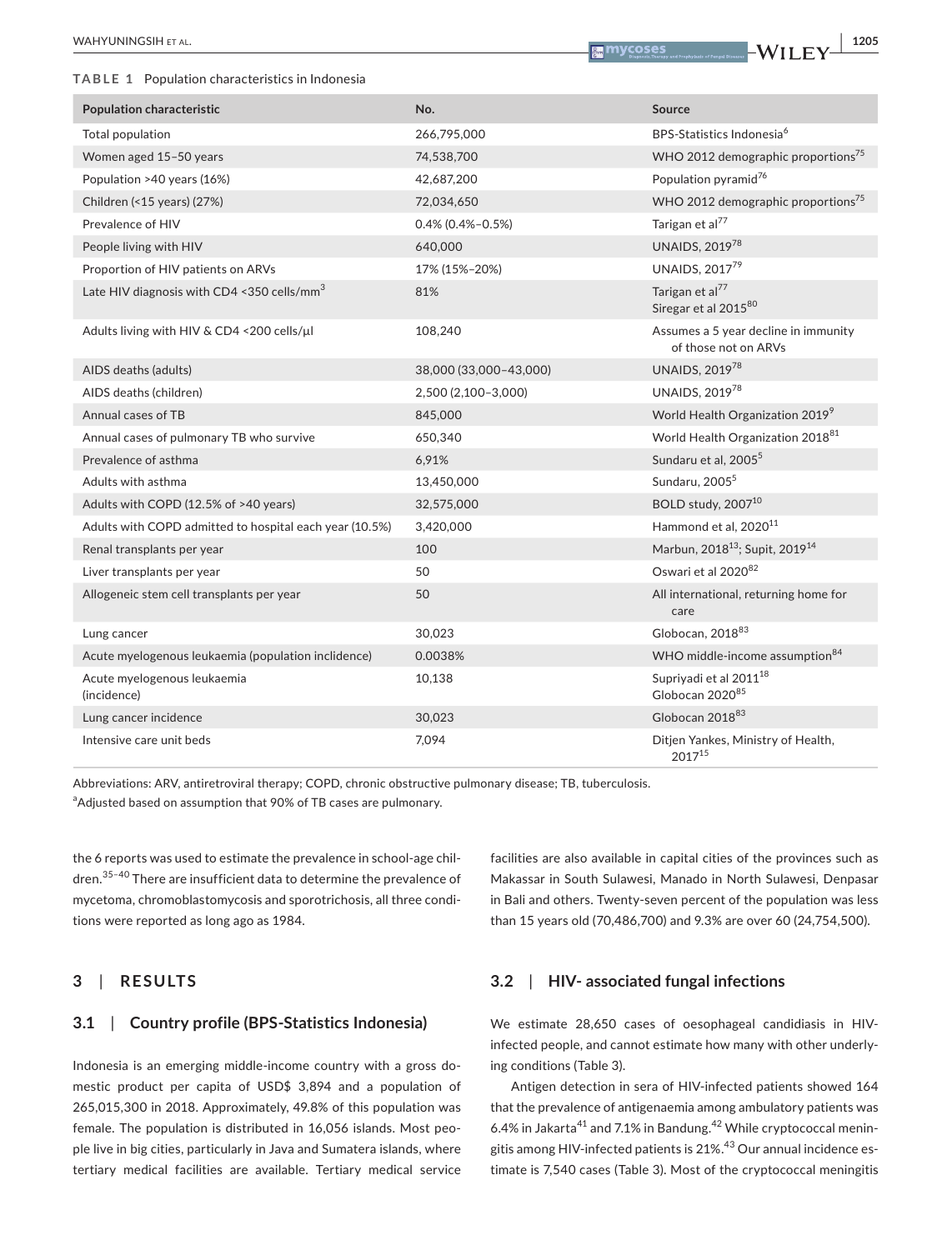**TABLE 1** Population characteristics in Indonesia

| Population characteristic | No. | Source |
| --- | --- | --- |
| Total population | 266,795,000 | BPS-Statistics Indonesia[6] |
| Women aged 15–50 years | 74,538,700 | WHO 2012 demographic proportions[75] |
| Population >40 years (16%) | 42,687,200 | Population pyramid[76] |
| Children (<15 years) (27%) | 72,034,650 | WHO 2012 demographic proportions[75] |
| Prevalence of HIV | 0.4% (0.4%–0.5%) | Tarigan et al[77] |
| People living with HIV | 640,000 | UNAIDS, 2019[78] |
| Proportion of HIV patients on ARVs | 17% (15%–20%) | UNAIDS, 2017[79] |
| Late HIV diagnosis with CD4 <350 cells/mm[3] | 81% | Tarigan et al[77] Siregar et al 2015[80] |
| Adults living with HIV & CD4 <200 cells/µl | 108,240 | Assumes a 5 year decline in immunity of those not on ARVs |
| AIDS deaths (adults) | 38,000 (33,000–43,000) | UNAIDS, 2019[78] |
| AIDS deaths (children) | 2,500 (2,100–3,000) | UNAIDS, 2019[78] |
| Annual cases of TB | 845,000 | World Health Organization 2019[9] |
| Annual cases of pulmonary TB who survive | 650,340 | World Health Organization 2018[81] |
| Prevalence of asthma | 6,91% | Sundaru et al, 2005[5] |
| Adults with asthma | 13,450,000 | Sundaru, 2005[5] |
| Adults with COPD (12.5% of >40 years) | 32,575,000 | BOLD study, 2007[10] |
| Adults with COPD admitted to hospital each year (10.5%) | 3,420,000 | Hammond et al, 2020[11] |
| Renal transplants per year | 100 | Marbun, 2018[13]; Supit, 2019[14] |
| Liver transplants per year | 50 | Oswari et al 2020[82] |
| Allogeneic stem cell transplants per year | 50 | All international, returning home for care |
| Lung cancer | 30,023 | Globocan, 2018[83] |
| Acute myelogenous leukaemia (population inclidence) | 0.0038% | WHO middle-income assumption[84] |
| Acute myelogenous leukaemia (incidence) | 10,138 | Supriyadi et al 2011[18] Globocan 2020[85] |
| Lung cancer incidence | 30,023 | Globocan 2018[83] |
| Intensive care unit beds | 7,094 | Ditjen Yankes, Ministry of Health, 2017[15] |

Abbreviations: ARV, antiretroviral therapy; COPD, chronic obstructive pulmonary disease; TB, tuberculosis.
[a]Adjusted based on assumption that 90% of TB cases are pulmonary.

the 6 reports was used to estimate the prevalence in school-age children.[35–40] There are insufficient data to determine the prevalence of mycetoma, chromoblastomycosis and sporotrichosis, all three conditions were reported as long ago as 1984.

## 3 | RESULTS

### 3.1 | Country profile (BPS-Statistics Indonesia)

Indonesia is an emerging middle-income country with a gross domestic product per capita of USD$ 3,894 and a population of 265,015,300 in 2018. Approximately, 49.8% of this population was female. The population is distributed in 16,056 islands. Most people live in big cities, particularly in Java and Sumatera islands, where tertiary medical facilities are available. Tertiary medical service facilities are also available in capital cities of the provinces such as Makassar in South Sulawesi, Manado in North Sulawesi, Denpasar in Bali and others. Twenty-seven percent of the population was less than 15 years old (70,486,700) and 9.3% are over 60 (24,754,500).

### 3.2 | HIV- associated fungal infections

We estimate 28,650 cases of oesophageal candidiasis in HIV-infected people, and cannot estimate how many with other underlying conditions (Table 3).

Antigen detection in sera of HIV-infected patients showed 164 that the prevalence of antigenaemia among ambulatory patients was 6.4% in Jakarta[41] and 7.1% in Bandung.[42] While cryptococcal meningitis among HIV-infected patients is 21%.[43] Our annual incidence estimate is 7,540 cases (Table 3). Most of the cryptococcal meningitis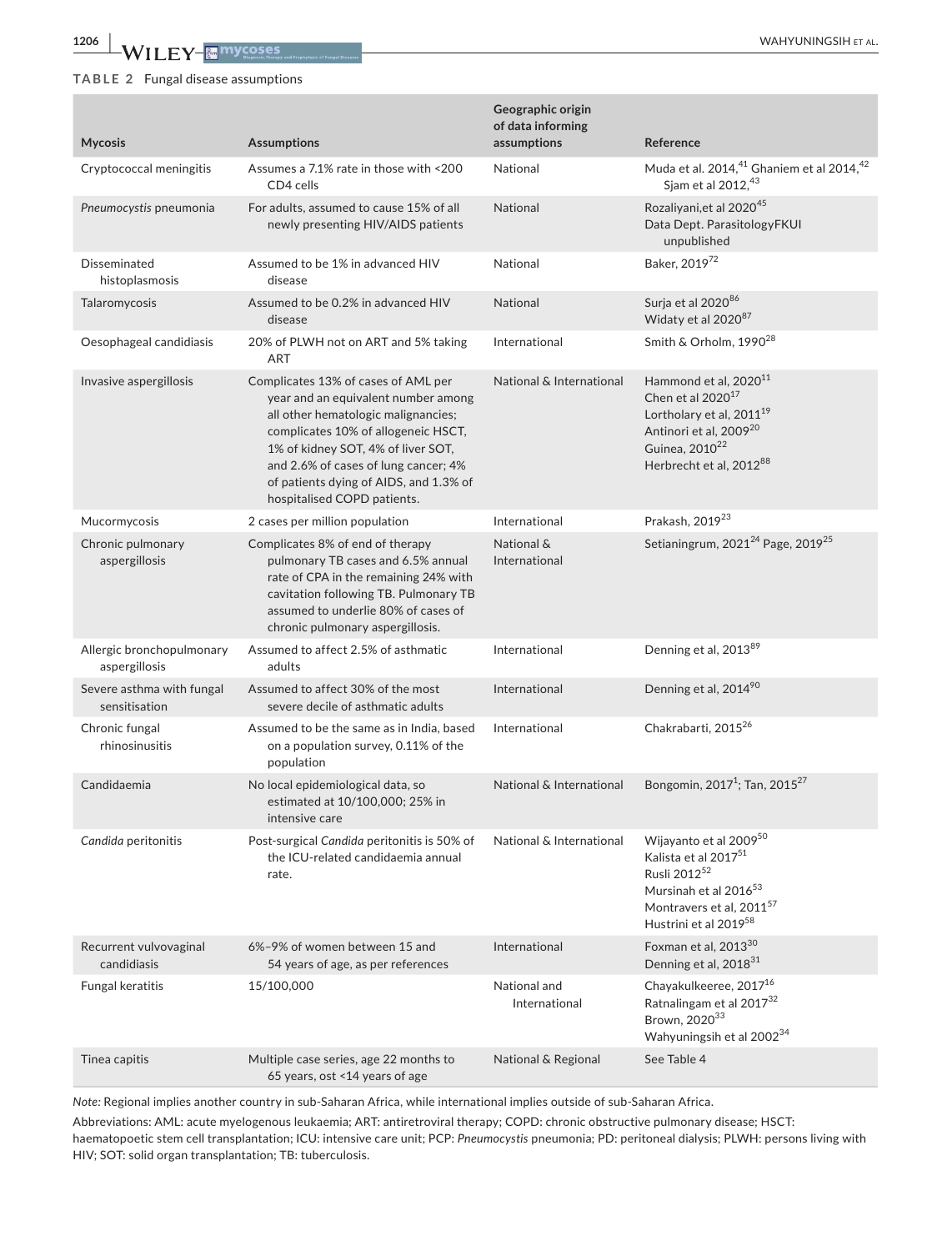**TABLE 2** Fungal disease assumptions

| Mycosis | Assumptions | Geographic origin of data informing assumptions | Reference |
|---|---|---|---|
| Cryptococcal meningitis | Assumes a 7.1% rate in those with <200 CD4 cells | National | Muda et al. 2014,[41] Ghaniem et al 2014,[42] Sjam et al 2012,[43] |
| *Pneumocystis* pneumonia | For adults, assumed to cause 15% of all newly presenting HIV/AIDS patients | National | Rozaliyani,et al 2020[45] Data Dept. ParasitologyFKUI unpublished |
| Disseminated histoplasmosis | Assumed to be 1% in advanced HIV disease | National | Baker, 2019[72] |
| Talaromycosis | Assumed to be 0.2% in advanced HIV disease | National | Surja et al 2020[86] Widaty et al 2020[87] |
| Oesophageal candidiasis | 20% of PLWH not on ART and 5% taking ART | International | Smith & Orholm, 1990[28] |
| Invasive aspergillosis | Complicates 13% of cases of AML per year and an equivalent number among all other hematologic malignancies; complicates 10% of allogeneic HSCT, 1% of kidney SOT, 4% of liver SOT, and 2.6% of cases of lung cancer; 4% of patients dying of AIDS, and 1.3% of hospitalised COPD patients. | National & International | Hammond et al, 2020[11] Chen et al 2020[17] Lortholary et al, 2011[19] Antinori et al, 2009[20] Guinea, 2010[22] Herbrecht et al, 2012[88] |
| Mucormycosis | 2 cases per million population | International | Prakash, 2019[23] |
| Chronic pulmonary aspergillosis | Complicates 8% of end of therapy pulmonary TB cases and 6.5% annual rate of CPA in the remaining 24% with cavitation following TB. Pulmonary TB assumed to underlie 80% of cases of chronic pulmonary aspergillosis. | National & International | Setianingrum, 2021[24] Page, 2019[25] |
| Allergic bronchopulmonary aspergillosis | Assumed to affect 2.5% of asthmatic adults | International | Denning et al, 2013[89] |
| Severe asthma with fungal sensitisation | Assumed to affect 30% of the most severe decile of asthmatic adults | International | Denning et al, 2014[90] |
| Chronic fungal rhinosinusitis | Assumed to be the same as in India, based on a population survey, 0.11% of the population | International | Chakrabarti, 2015[26] |
| Candidaemia | No local epidemiological data, so estimated at 10/100,000; 25% in intensive care | National & International | Bongomin, 2017[1]; Tan, 2015[27] |
| *Candida* peritonitis | Post-surgical *Candida* peritonitis is 50% of the ICU-related candidaemia annual rate. | National & International | Wijayanto et al 2009[50] Kalista et al 2017[51] Rusli 2012[52] Mursinah et al 2016[53] Montravers et al, 2011[57] Hustrini et al 2019[58] |
| Recurrent vulvovaginal candidiasis | 6%–9% of women between 15 and 54 years of age, as per references | International | Foxman et al, 2013[30] Denning et al, 2018[31] |
| Fungal keratitis | 15/100,000 | National and International | Chayakulkeeree, 2017[16] Ratnalingam et al 2017[32] Brown, 2020[33] Wahyuningsih et al 2002[34] |
| Tinea capitis | Multiple case series, age 22 months to 65 years, ost <14 years of age | National & Regional | See Table 4 |

*Note:* Regional implies another country in sub-Saharan Africa, while international implies outside of sub-Saharan Africa.

Abbreviations: AML: acute myelogenous leukaemia; ART: antiretroviral therapy; COPD: chronic obstructive pulmonary disease; HSCT: haematopoetic stem cell transplantation; ICU: intensive care unit; PCP: *Pneumocystis* pneumonia; PD: peritoneal dialysis; PLWH: persons living with HIV; SOT: solid organ transplantation; TB: tuberculosis.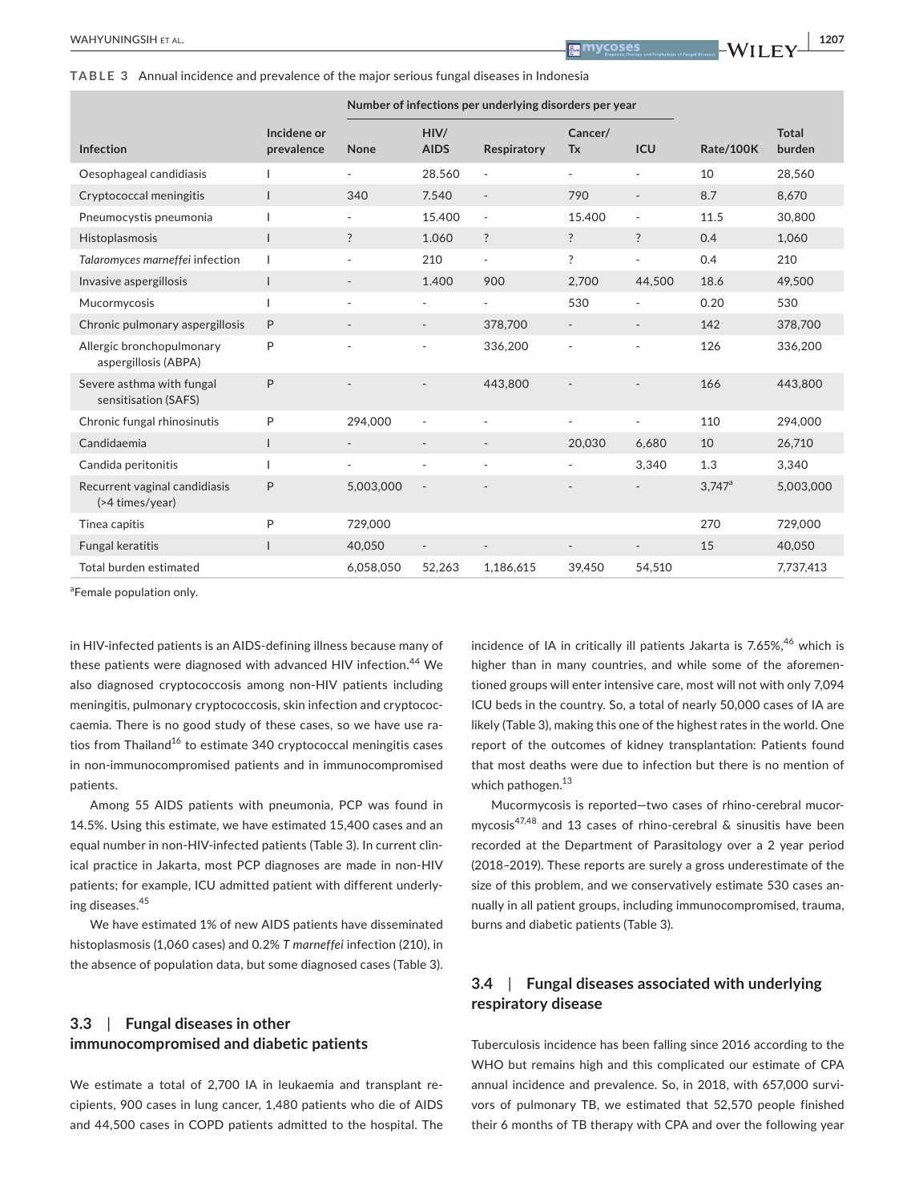**TABLE 3** Annual incidence and prevalence of the major serious fungal diseases in Indonesia

| Infection | Incidene or prevalence | Number of infections per underlying disorders per year | | | | | Rate/100K | Total burden |
|---|---|---|---|---|---|---|---|---|
| | | None | HIV/AIDS | Respiratory | Cancer/Tx | ICU | | |
| Oesophageal candidiasis | I | - | 28.560 | - | - | - | 10 | 28,560 |
| Cryptococcal meningitis | I | 340 | 7.540 | - | 790 | - | 8.7 | 8,670 |
| Pneumocystis pneumonia | I | - | 15.400 | - | 15.400 | - | 11.5 | 30,800 |
| Histoplasmosis | I | ? | 1.060 | ? | ? | ? | 0.4 | 1,060 |
| *Talaromyces marneffei* infection | I | - | 210 | - | ? | - | 0.4 | 210 |
| Invasive aspergillosis | I | - | 1.400 | 900 | 2,700 | 44,500 | 18.6 | 49,500 |
| Mucormycosis | I | - | - | - | 530 | - | 0.20 | 530 |
| Chronic pulmonary aspergillosis | P | - | - | 378,700 | - | - | 142 | 378,700 |
| Allergic bronchopulmonary aspergillosis (ABPA) | P | - | - | 336,200 | - | - | 126 | 336,200 |
| Severe asthma with fungal sensitisation (SAFS) | P | - | - | 443,800 | - | - | 166 | 443,800 |
| Chronic fungal rhinosinutis | P | 294,000 | - | - | - | - | 110 | 294,000 |
| Candidaemia | I | - | - | - | 20,030 | 6,680 | 10 | 26,710 |
| Candida peritonitis | I | - | - | - | - | 3,340 | 1.3 | 3,340 |
| Recurrent vaginal candidiasis (>4 times/year) | P | 5,003,000 | - | - | - | - | 3,747[a] | 5,003,000 |
| Tinea capitis | P | 729,000 | | | | | 270 | 729,000 |
| Fungal keratitis | I | 40,050 | - | - | - | - | 15 | 40,050 |
| Total burden estimated | | 6,058,050 | 52,263 | 1,186,615 | 39,450 | 54,510 | | 7,737,413 |

[a]Female population only.

in HIV-infected patients is an AIDS-defining illness because many of these patients were diagnosed with advanced HIV infection.[44] We also diagnosed cryptococcosis among non-HIV patients including meningitis, pulmonary cryptococcosis, skin infection and cryptococcaemia. There is no good study of these cases, so we have use ratios from Thailand[16] to estimate 340 cryptococcal meningitis cases in non-immunocompromised patients and in immunocompromised patients.

Among 55 AIDS patients with pneumonia, PCP was found in 14.5%. Using this estimate, we have estimated 15,400 cases and an equal number in non-HIV-infected patients (Table 3). In current clinical practice in Jakarta, most PCP diagnoses are made in non-HIV patients; for example, ICU admitted patient with different underlying diseases.[45]

We have estimated 1% of new AIDS patients have disseminated histoplasmosis (1,060 cases) and 0.2% *T marneffei* infection (210), in the absence of population data, but some diagnosed cases (Table 3).

## 3.3 | Fungal diseases in other immunocompromised and diabetic patients

We estimate a total of 2,700 IA in leukaemia and transplant recipients, 900 cases in lung cancer, 1,480 patients who die of AIDS and 44,500 cases in COPD patients admitted to the hospital. The incidence of IA in critically ill patients Jakarta is 7.65%,[46] which is higher than in many countries, and while some of the aforementioned groups will enter intensive care, most will not with only 7,094 ICU beds in the country. So, a total of nearly 50,000 cases of IA are likely (Table 3), making this one of the highest rates in the world. One report of the outcomes of kidney transplantation: Patients found that most deaths were due to infection but there is no mention of which pathogen.[13]

Mucormycosis is reported—two cases of rhino-cerebral mucormycosis[47,48] and 13 cases of rhino-cerebral & sinusitis have been recorded at the Department of Parasitology over a 2 year period (2018–2019). These reports are surely a gross underestimate of the size of this problem, and we conservatively estimate 530 cases annually in all patient groups, including immunocompromised, trauma, burns and diabetic patients (Table 3).

## 3.4 | Fungal diseases associated with underlying respiratory disease

Tuberculosis incidence has been falling since 2016 according to the WHO but remains high and this complicated our estimate of CPA annual incidence and prevalence. So, in 2018, with 657,000 survivors of pulmonary TB, we estimated that 52,570 people finished their 6 months of TB therapy with CPA and over the following year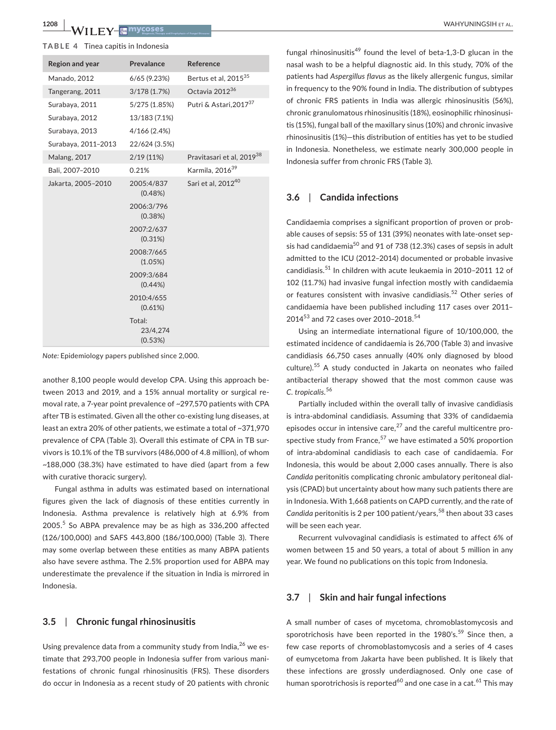**TABLE 4** Tinea capitis in Indonesia

| Region and year | Prevalance | Reference |
| --- | --- | --- |
| Manado, 2012 | 6/65 (9.23%) | Bertus et al, 2015[35] |
| Tangerang, 2011 | 3/178 (1.7%) | Octavia 2012[36] |
| Surabaya, 2011 | 5/275 (1.85%) | Putri & Astari,2017[37] |
| Surabaya, 2012 | 13/183 (7.1%) | |
| Surabaya, 2013 | 4/166 (2.4%) | |
| Surabaya, 2011–2013 | 22/624 (3.5%) | |
| Malang, 2017 | 2/19 (11%) | Pravitasari et al, 2019[38] |
| Bali, 2007–2010 | 0.21% | Karmila, 2016[39] |
| Jakarta, 2005–2010 | 2005:4/837 (0.48%) | Sari et al, 2012[40] |
| | 2006:3/796 (0.38%) | |
| | 2007:2/637 (0.31%) | |
| | 2008:7/665 (1.05%) | |
| | 2009:3/684 (0.44%) | |
| | 2010:4/655 (0.61%) | |
| | Total: 23/4,274 (0.53%) | |

*Note:* Epidemiology papers published since 2,000.

another 8,100 people would develop CPA. Using this approach between 2013 and 2019, and a 15% annual mortality or surgical removal rate, a 7-year point prevalence of ~297,570 patients with CPA after TB is estimated. Given all the other co-existing lung diseases, at least an extra 20% of other patients, we estimate a total of ~371,970 prevalence of CPA (Table 3). Overall this estimate of CPA in TB survivors is 10.1% of the TB survivors (486,000 of 4.8 million), of whom ~188,000 (38.3%) have estimated to have died (apart from a few with curative thoracic surgery).

Fungal asthma in adults was estimated based on international figures given the lack of diagnosis of these entities currently in Indonesia. Asthma prevalence is relatively high at 6.9% from 2005.[5] So ABPA prevalence may be as high as 336,200 affected (126/100,000) and SAFS 443,800 (186/100,000) (Table 3). There may some overlap between these entities as many ABPA patients also have severe asthma. The 2.5% proportion used for ABPA may underestimate the prevalence if the situation in India is mirrored in Indonesia.

### 3.5 | Chronic fungal rhinosinusitis

Using prevalence data from a community study from India,[26] we estimate that 293,700 people in Indonesia suffer from various manifestations of chronic fungal rhinosinusitis (FRS). These disorders do occur in Indonesia as a recent study of 20 patients with chronic fungal rhinosinusitis[49] found the level of beta-1,3-D glucan in the nasal wash to be a helpful diagnostic aid. In this study, 70% of the patients had *Aspergillus flavus* as the likely allergenic fungus, similar in frequency to the 90% found in India. The distribution of subtypes of chronic FRS patients in India was allergic rhinosinusitis (56%), chronic granulomatous rhinosinusitis (18%), eosinophilic rhinosinusitis (15%), fungal ball of the maxillary sinus (10%) and chronic invasive rhinosinusitis (1%)—this distribution of entities has yet to be studied in Indonesia. Nonetheless, we estimate nearly 300,000 people in Indonesia suffer from chronic FRS (Table 3).

### 3.6 | Candida infections

Candidaemia comprises a significant proportion of proven or probable causes of sepsis: 55 of 131 (39%) neonates with late-onset sepsis had candidaemia[50] and 91 of 738 (12.3%) cases of sepsis in adult admitted to the ICU (2012–2014) documented or probable invasive candidiasis.[51] In children with acute leukaemia in 2010–2011 12 of 102 (11.7%) had invasive fungal infection mostly with candidaemia or features consistent with invasive candidiasis.[52] Other series of candidaemia have been published including 117 cases over 2011–2014[53] and 72 cases over 2010–2018.[54]

Using an intermediate international figure of 10/100,000, the estimated incidence of candidaemia is 26,700 (Table 3) and invasive candidiasis 66,750 cases annually (40% only diagnosed by blood culture).[55] A study conducted in Jakarta on neonates who failed antibacterial therapy showed that the most common cause was *C. tropicalis*.[56]

Partially included within the overall tally of invasive candidiasis is intra-abdominal candidiasis. Assuming that 33% of candidaemia episodes occur in intensive care,[27] and the careful multicentre prospective study from France,[57] we have estimated a 50% proportion of intra-abdominal candidiasis to each case of candidaemia. For Indonesia, this would be about 2,000 cases annually. There is also *Candida* peritonitis complicating chronic ambulatory peritoneal dialysis (CPAD) but uncertainty about how many such patients there are in Indonesia. With 1,668 patients on CAPD currently, and the rate of *Candida* peritonitis is 2 per 100 patient/years,[58] then about 33 cases will be seen each year.

Recurrent vulvovaginal candidiasis is estimated to affect 6% of women between 15 and 50 years, a total of about 5 million in any year. We found no publications on this topic from Indonesia.

### 3.7 | Skin and hair fungal infections

A small number of cases of mycetoma, chromoblastomycosis and sporotrichosis have been reported in the 1980's.[59] Since then, a few case reports of chromoblastomycosis and a series of 4 cases of eumycetoma from Jakarta have been published. It is likely that these infections are grossly underdiagnosed. Only one case of human sporotrichosis is reported[60] and one case in a cat.[61] This may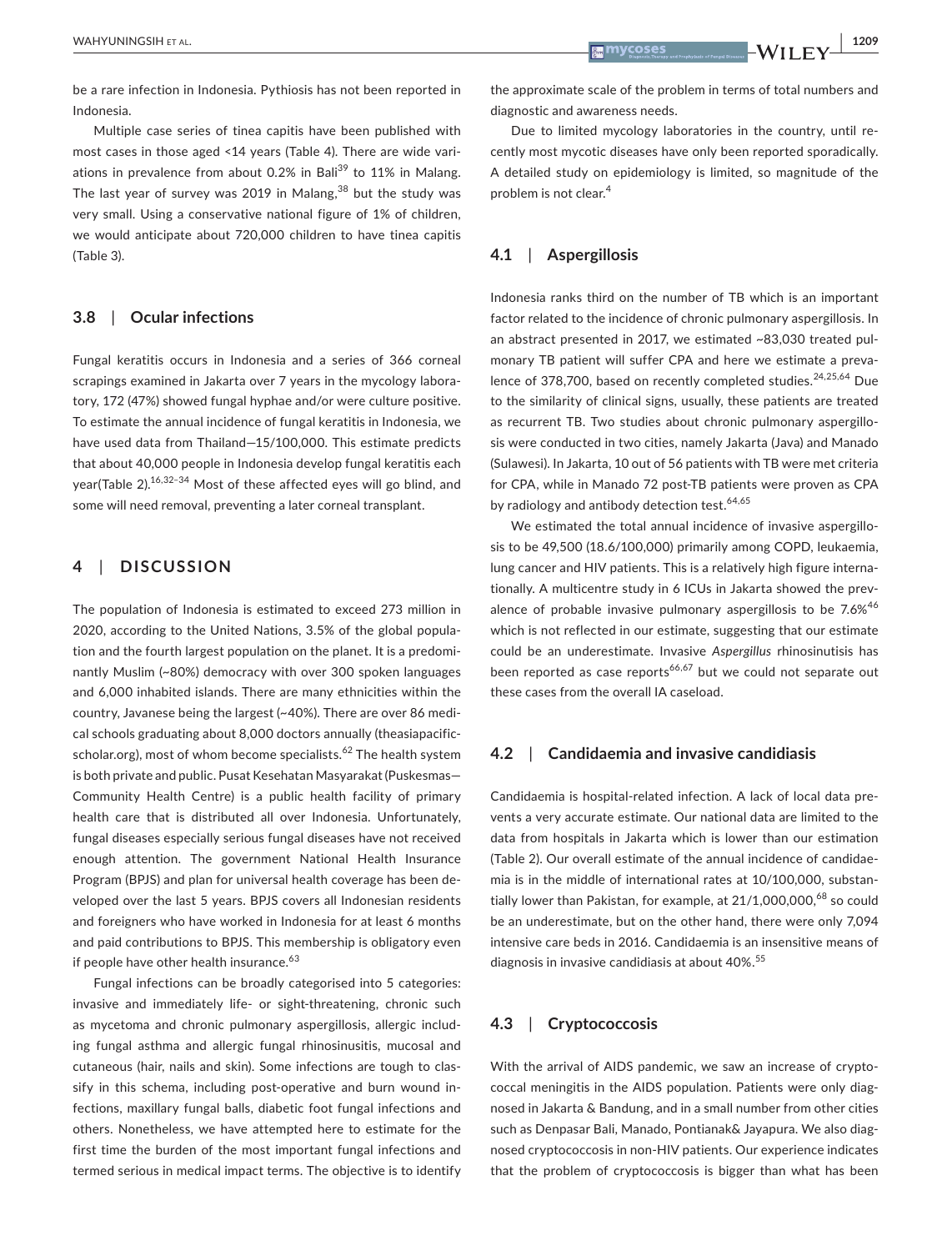be a rare infection in Indonesia. Pythiosis has not been reported in Indonesia.

Multiple case series of tinea capitis have been published with most cases in those aged <14 years (Table 4). There are wide variations in prevalence from about 0.2% in Bali[39] to 11% in Malang. The last year of survey was 2019 in Malang,[38] but the study was very small. Using a conservative national figure of 1% of children, we would anticipate about 720,000 children to have tinea capitis (Table 3).

### 3.8 | Ocular infections

Fungal keratitis occurs in Indonesia and a series of 366 corneal scrapings examined in Jakarta over 7 years in the mycology laboratory, 172 (47%) showed fungal hyphae and/or were culture positive. To estimate the annual incidence of fungal keratitis in Indonesia, we have used data from Thailand—15/100,000. This estimate predicts that about 40,000 people in Indonesia develop fungal keratitis each year(Table 2).[16,32–34] Most of these affected eyes will go blind, and some will need removal, preventing a later corneal transplant.

## 4 | DISCUSSION

The population of Indonesia is estimated to exceed 273 million in 2020, according to the United Nations, 3.5% of the global population and the fourth largest population on the planet. It is a predominantly Muslim (~80%) democracy with over 300 spoken languages and 6,000 inhabited islands. There are many ethnicities within the country, Javanese being the largest (~40%). There are over 86 medical schools graduating about 8,000 doctors annually (theasiapacificscholar.org), most of whom become specialists.[62] The health system is both private and public. Pusat Kesehatan Masyarakat (Puskesmas—Community Health Centre) is a public health facility of primary health care that is distributed all over Indonesia. Unfortunately, fungal diseases especially serious fungal diseases have not received enough attention. The government National Health Insurance Program (BPJS) and plan for universal health coverage has been developed over the last 5 years. BPJS covers all Indonesian residents and foreigners who have worked in Indonesia for at least 6 months and paid contributions to BPJS. This membership is obligatory even if people have other health insurance.[63]

Fungal infections can be broadly categorised into 5 categories: invasive and immediately life- or sight-threatening, chronic such as mycetoma and chronic pulmonary aspergillosis, allergic including fungal asthma and allergic fungal rhinosinusitis, mucosal and cutaneous (hair, nails and skin). Some infections are tough to classify in this schema, including post-operative and burn wound infections, maxillary fungal balls, diabetic foot fungal infections and others. Nonetheless, we have attempted here to estimate for the first time the burden of the most important fungal infections and termed serious in medical impact terms. The objective is to identify the approximate scale of the problem in terms of total numbers and diagnostic and awareness needs.

Due to limited mycology laboratories in the country, until recently most mycotic diseases have only been reported sporadically. A detailed study on epidemiology is limited, so magnitude of the problem is not clear.[4]

### 4.1 | Aspergillosis

Indonesia ranks third on the number of TB which is an important factor related to the incidence of chronic pulmonary aspergillosis. In an abstract presented in 2017, we estimated ~83,030 treated pulmonary TB patient will suffer CPA and here we estimate a prevalence of 378,700, based on recently completed studies.[24,25,64] Due to the similarity of clinical signs, usually, these patients are treated as recurrent TB. Two studies about chronic pulmonary aspergillosis were conducted in two cities, namely Jakarta (Java) and Manado (Sulawesi). In Jakarta, 10 out of 56 patients with TB were met criteria for CPA, while in Manado 72 post-TB patients were proven as CPA by radiology and antibody detection test.[64,65]

We estimated the total annual incidence of invasive aspergillosis to be 49,500 (18.6/100,000) primarily among COPD, leukaemia, lung cancer and HIV patients. This is a relatively high figure internationally. A multicentre study in 6 ICUs in Jakarta showed the prevalence of probable invasive pulmonary aspergillosis to be 7.6%[46] which is not reflected in our estimate, suggesting that our estimate could be an underestimate. Invasive *Aspergillus* rhinosinutisis has been reported as case reports[66,67] but we could not separate out these cases from the overall IA caseload.

### 4.2 | Candidaemia and invasive candidiasis

Candidaemia is hospital-related infection. A lack of local data prevents a very accurate estimate. Our national data are limited to the data from hospitals in Jakarta which is lower than our estimation (Table 2). Our overall estimate of the annual incidence of candidaemia is in the middle of international rates at 10/100,000, substantially lower than Pakistan, for example, at 21/1,000,000,[68] so could be an underestimate, but on the other hand, there were only 7,094 intensive care beds in 2016. Candidaemia is an insensitive means of diagnosis in invasive candidiasis at about 40%.[55]

### 4.3 | Cryptococcosis

With the arrival of AIDS pandemic, we saw an increase of cryptococcal meningitis in the AIDS population. Patients were only diagnosed in Jakarta & Bandung, and in a small number from other cities such as Denpasar Bali, Manado, Pontianak& Jayapura. We also diagnosed cryptococcosis in non-HIV patients. Our experience indicates that the problem of cryptococcosis is bigger than what has been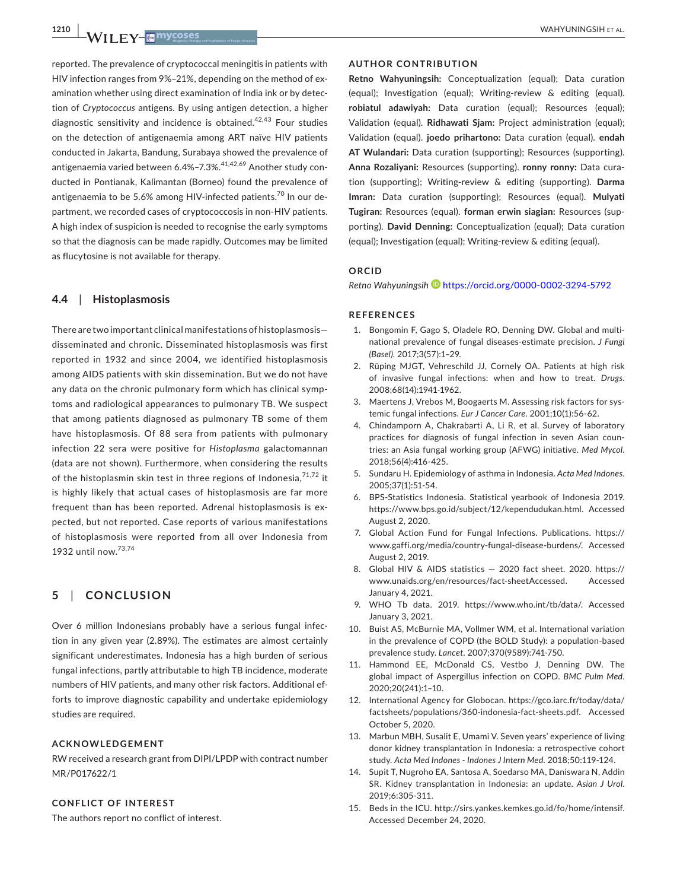reported. The prevalence of cryptococcal meningitis in patients with HIV infection ranges from 9%–21%, depending on the method of examination whether using direct examination of India ink or by detection of *Cryptococcus* antigens. By using antigen detection, a higher diagnostic sensitivity and incidence is obtained.[42,43] Four studies on the detection of antigenaemia among ART naïve HIV patients conducted in Jakarta, Bandung, Surabaya showed the prevalence of antigenaemia varied between 6.4%–7.3%.[41,42,69] Another study conducted in Pontianak, Kalimantan (Borneo) found the prevalence of antigenaemia to be 5.6% among HIV-infected patients.[70] In our department, we recorded cases of cryptococcosis in non-HIV patients. A high index of suspicion is needed to recognise the early symptoms so that the diagnosis can be made rapidly. Outcomes may be limited as flucytosine is not available for therapy.

### 4.4 | Histoplasmosis

There are two important clinical manifestations of histoplasmosis—disseminated and chronic. Disseminated histoplasmosis was first reported in 1932 and since 2004, we identified histoplasmosis among AIDS patients with skin dissemination. But we do not have any data on the chronic pulmonary form which has clinical symptoms and radiological appearances to pulmonary TB. We suspect that among patients diagnosed as pulmonary TB some of them have histoplasmosis. Of 88 sera from patients with pulmonary infection 22 sera were positive for *Histoplasma* galactomannan (data are not shown). Furthermore, when considering the results of the histoplasmin skin test in three regions of Indonesia,[71,72] it is highly likely that actual cases of histoplasmosis are far more frequent than has been reported. Adrenal histoplasmosis is expected, but not reported. Case reports of various manifestations of histoplasmosis were reported from all over Indonesia from 1932 until now.[73,74]

## 5 | CONCLUSION

Over 6 million Indonesians probably have a serious fungal infection in any given year (2.89%). The estimates are almost certainly significant underestimates. Indonesia has a high burden of serious fungal infections, partly attributable to high TB incidence, moderate numbers of HIV patients, and many other risk factors. Additional efforts to improve diagnostic capability and undertake epidemiology studies are required.

### ACKNOWLEDGEMENT

RW received a research grant from DIPI/LPDP with contract number MR/P017622/1

### CONFLICT OF INTEREST

The authors report no conflict of interest.

### AUTHOR CONTRIBUTION

**Retno Wahyuningsih:** Conceptualization (equal); Data curation (equal); Investigation (equal); Writing-review & editing (equal). **robiatul adawiyah:** Data curation (equal); Resources (equal); Validation (equal). **Ridhawati Sjam:** Project administration (equal); Validation (equal). **joedo prihartono:** Data curation (equal). **endah AT Wulandari:** Data curation (supporting); Resources (supporting). **Anna Rozaliyani:** Resources (supporting). **ronny ronny:** Data curation (supporting); Writing-review & editing (supporting). **Darma Imran:** Data curation (supporting); Resources (equal). **Mulyati Tugiran:** Resources (equal). **forman erwin siagian:** Resources (supporting). **David Denning:** Conceptualization (equal); Data curation (equal); Investigation (equal); Writing-review & editing (equal).

### ORCID

*Retno Wahyuningsih* https://orcid.org/0000-0002-3294-5792

### REFERENCES

1. Bongomin F, Gago S, Oladele RO, Denning DW. Global and multinational prevalence of fungal diseases-estimate precision. *J Fungi (Basel)*. 2017;3(57):1–29.
2. Rüping MJGT, Vehreschild JJ, Cornely OA. Patients at high risk of invasive fungal infections: when and how to treat. *Drugs*. 2008;68(14):1941-1962.
3. Maertens J, Vrebos M, Boogaerts M. Assessing risk factors for systemic fungal infections. *Eur J Cancer Care*. 2001;10(1):56-62.
4. Chindamporn A, Chakrabarti A, Li R, et al. Survey of laboratory practices for diagnosis of fungal infection in seven Asian countries: an Asia fungal working group (AFWG) initiative. *Med Mycol*. 2018;56(4):416-425.
5. Sundaru H. Epidemiology of asthma in Indonesia. *Acta Med Indones*. 2005;37(1):51-54.
6. BPS-Statistics Indonesia. Statistical yearbook of Indonesia 2019. https://www.bps.go.id/subject/12/kependudukan.html. Accessed August 2, 2020.
7. Global Action Fund for Fungal Infections. Publications. https://www.gaffi.org/media/country-fungal-disease-burdens/. Accessed August 2, 2019.
8. Global HIV & AIDS statistics — 2020 fact sheet. 2020. https://www.unaids.org/en/resources/fact-sheetAccessed. Accessed January 4, 2021.
9. WHO Tb data. 2019. https://www.who.int/tb/data/. Accessed January 3, 2021.
10. Buist AS, McBurnie MA, Vollmer WM, et al. International variation in the prevalence of COPD (the BOLD Study): a population-based prevalence study. *Lancet*. 2007;370(9589):741-750.
11. Hammond EE, McDonald CS, Vestbo J, Denning DW. The global impact of Aspergillus infection on COPD. *BMC Pulm Med*. 2020;20(241):1–10.
12. International Agency for Globocan. https://gco.iarc.fr/today/data/factsheets/populations/360-indonesia-fact-sheets.pdf. Accessed October 5, 2020.
13. Marbun MBH, Susalit E, Umami V. Seven years' experience of living donor kidney transplantation in Indonesia: a retrospective cohort study. *Acta Med Indones - Indones J Intern Med*. 2018;50:119-124.
14. Supit T, Nugroho EA, Santosa A, Soedarso MA, Daniswara N, Addin SR. Kidney transplantation in Indonesia: an update. *Asian J Urol*. 2019;6:305-311.
15. Beds in the ICU. http://sirs.yankes.kemkes.go.id/fo/home/intensif. Accessed December 24, 2020.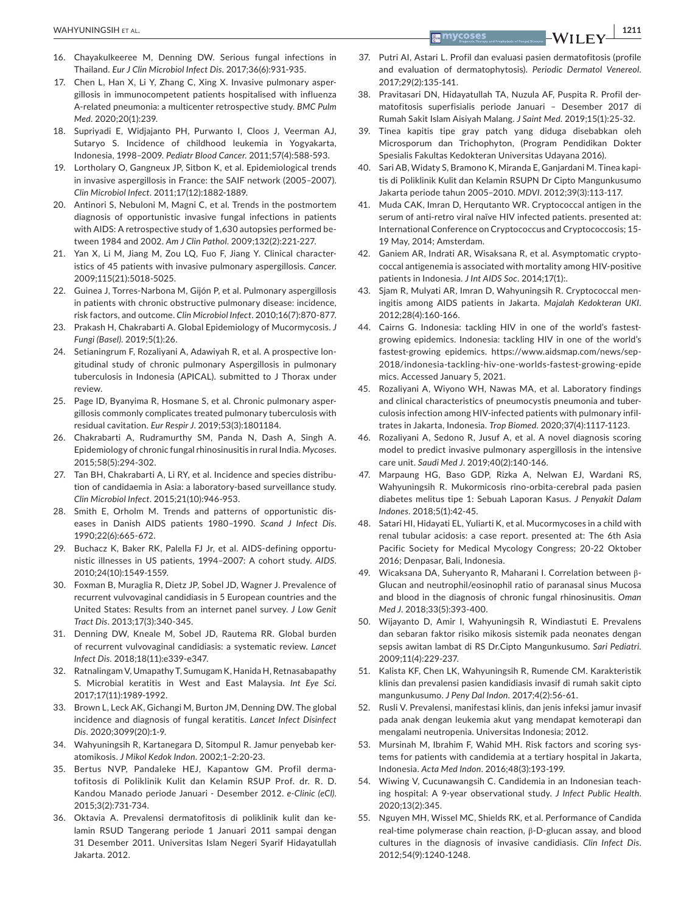16. Chayakulkeeree M, Denning DW. Serious fungal infections in Thailand. *Eur J Clin Microbiol Infect Dis*. 2017;36(6):931-935.
17. Chen L, Han X, Li Y, Zhang C, Xing X. Invasive pulmonary aspergillosis in immunocompetent patients hospitalised with influenza A-related pneumonia: a multicenter retrospective study. *BMC Pulm Med*. 2020;20(1):239.
18. Supriyadi E, Widjajanto PH, Purwanto I, Cloos J, Veerman AJ, Sutaryo S. Incidence of childhood leukemia in Yogyakarta, Indonesia, 1998–2009. *Pediatr Blood Cancer*. 2011;57(4):588-593.
19. Lortholary O, Gangneux JP, Sitbon K, et al. Epidemiological trends in invasive aspergillosis in France: the SAIF network (2005–2007). *Clin Microbiol Infect*. 2011;17(12):1882-1889.
20. Antinori S, Nebuloni M, Magni C, et al. Trends in the postmortem diagnosis of opportunistic invasive fungal infections in patients with AIDS: A retrospective study of 1,630 autopsies performed between 1984 and 2002. *Am J Clin Pathol*. 2009;132(2):221-227.
21. Yan X, Li M, Jiang M, Zou LQ, Fuo F, Jiang Y. Clinical characteristics of 45 patients with invasive pulmonary aspergillosis. *Cancer*. 2009;115(21):5018-5025.
22. Guinea J, Torres-Narbona M, Gijón P, et al. Pulmonary aspergillosis in patients with chronic obstructive pulmonary disease: incidence, risk factors, and outcome. *Clin Microbiol Infect*. 2010;16(7):870-877.
23. Prakash H, Chakrabarti A. Global Epidemiology of Mucormycosis. *J Fungi (Basel)*. 2019;5(1):26.
24. Setianingrum F, Rozaliyani A, Adawiyah R, et al. A prospective longitudinal study of chronic pulmonary Aspergillosis in pulmonary tuberculosis in Indonesia (APICAL). submitted to J Thorax under review.
25. Page ID, Byanyima R, Hosmane S, et al. Chronic pulmonary aspergillosis commonly complicates treated pulmonary tuberculosis with residual cavitation. *Eur Respir J*. 2019;53(3):1801184.
26. Chakrabarti A, Rudramurthy SM, Panda N, Dash A, Singh A. Epidemiology of chronic fungal rhinosinusitis in rural India. *Mycoses*. 2015;58(5):294-302.
27. Tan BH, Chakrabarti A, Li RY, et al. Incidence and species distribution of candidaemia in Asia: a laboratory-based surveillance study. *Clin Microbiol Infect*. 2015;21(10):946-953.
28. Smith E, Orholm M. Trends and patterns of opportunistic diseases in Danish AIDS patients 1980–1990. *Scand J Infect Dis*. 1990;22(6):665-672.
29. Buchacz K, Baker RK, Palella FJ Jr, et al. AIDS-defining opportunistic illnesses in US patients, 1994–2007: A cohort study. *AIDS*. 2010;24(10):1549-1559.
30. Foxman B, Muraglia R, Dietz JP, Sobel JD, Wagner J. Prevalence of recurrent vulvovaginal candidiasis in 5 European countries and the United States: Results from an internet panel survey. *J Low Genit Tract Dis*. 2013;17(3):340-345.
31. Denning DW, Kneale M, Sobel JD, Rautema RR. Global burden of recurrent vulvovaginal candidiasis: a systematic review. *Lancet Infect Dis*. 2018;18(11):e339-e347.
32. Ratnalingam V, Umapathy T, Sumugam K, Hanida H, Retnasabapathy S. Microbial keratitis in West and East Malaysia. *Int Eye Sci*. 2017;17(11):1989-1992.
33. Brown L, Leck AK, Gichangi M, Burton JM, Denning DW. The global incidence and diagnosis of fungal keratitis. *Lancet Infect Disinfect Dis*. 2020;3099(20):1-9.
34. Wahyuningsih R, Kartanegara D, Sitompul R. Jamur penyebab keratomikosis. *J Mikol Kedok Indon*. 2002;1–2:20-23.
35. Bertus NVP, Pandaleke HEJ, Kapantow GM. Profil dermatofitosis di Poliklinik Kulit dan Kelamin RSUP Prof. dr. R. D. Kandou Manado periode Januari - Desember 2012. *e-Clinic (eCl)*. 2015;3(2):731-734.
36. Oktavia A. Prevalensi dermatofitosis di poliklinik kulit dan kelamin RSUD Tangerang periode 1 Januari 2011 sampai dengan 31 Desember 2011. Universitas Islam Negeri Syarif Hidayatullah Jakarta. 2012.
37. Putri AI, Astari L. Profil dan evaluasi pasien dermatofitosis (profile and evaluation of dermatophytosis). *Periodic Dermatol Venereol*. 2017;29(2):135-141.
38. Pravitasari DN, Hidayatullah TA, Nuzula AF, Puspita R. Profil dermatofitosis superfisialis periode Januari – Desember 2017 di Rumah Sakit Islam Aisiyah Malang. *J Saint Med*. 2019;15(1):25-32.
39. Tinea kapitis tipe gray patch yang diduga disebabkan oleh Microsporum dan Trichophyton, (Program Pendidikan Dokter Spesialis Fakultas Kedokteran Universitas Udayana 2016).
40. Sari AB, Widaty S, Bramono K, Miranda E, Ganjardani M. Tinea kapitis di Poliklinik Kulit dan Kelamin RSUPN Dr Cipto Mangunkusumo Jakarta periode tahun 2005–2010. *MDVI*. 2012;39(3):113-117.
41. Muda CAK, Imran D, Herqutanto WR. Cryptococcal antigen in the serum of anti-retro viral naïve HIV infected patients. presented at: International Conference on Cryptococcus and Cryptococcosis; 15-19 May, 2014; Amsterdam.
42. Ganiem AR, Indrati AR, Wisaksana R, et al. Asymptomatic cryptococcal antigenemia is associated with mortality among HIV-positive patients in Indonesia. *J Int AIDS Soc*. 2014;17(1):.
43. Sjam R, Mulyati AR, Imran D, Wahyuningsih R. Cryptococcal meningitis among AIDS patients in Jakarta. *Majalah Kedokteran UKI*. 2012;28(4):160-166.
44. Cairns G. Indonesia: tackling HIV in one of the world's fastest-growing epidemics. Indonesia: tackling HIV in one of the world's fastest-growing epidemics. https://www.aidsmap.com/news/sep-2018/indonesia-tackling-hiv-one-worlds-fastest-growing-epidemics. Accessed January 5, 2021.
45. Rozaliyani A, Wiyono WH, Nawas MA, et al. Laboratory findings and clinical characteristics of pneumocystis pneumonia and tuberculosis infection among HIV-infected patients with pulmonary infiltrates in Jakarta, Indonesia. *Trop Biomed*. 2020;37(4):1117-1123.
46. Rozaliyani A, Sedono R, Jusuf A, et al. A novel diagnosis scoring model to predict invasive pulmonary aspergillosis in the intensive care unit. *Saudi Med J*. 2019;40(2):140-146.
47. Marpaung HG, Baso GDP, Rizka A, Nelwan EJ, Wardani RS, Wahyuningsih R. Mukormicosis rino-orbita-cerebral pada pasien diabetes melitus tipe 1: Sebuah Laporan Kasus. *J Penyakit Dalam Indones*. 2018;5(1):42-45.
48. Satari HI, Hidayati EL, Yuliarti K, et al. Mucormycoses in a child with renal tubular acidosis: a case report. presented at: The 6th Asia Pacific Society for Medical Mycology Congress; 20-22 Oktober 2016; Denpasar, Bali, Indonesia.
49. Wicaksana DA, Suheryanto R, Maharani I. Correlation between β-Glucan and neutrophil/eosinophil ratio of paranasal sinus Mucosa and blood in the diagnosis of chronic fungal rhinosinusitis. *Oman Med J*. 2018;33(5):393-400.
50. Wijayanto D, Amir I, Wahyuningsih R, Windiastuti E. Prevalens dan sebaran faktor risiko mikosis sistemik pada neonates dengan sepsis awitan lambat di RS Dr.Cipto Mangunkusumo. *Sari Pediatri*. 2009;11(4):229-237.
51. Kalista KF, Chen LK, Wahyuningsih R, Rumende CM. Karakteristik klinis dan prevalensi pasien kandidiasis invasif di rumah sakit cipto mangunkusumo. *J Peny Dal Indon*. 2017;4(2):56-61.
52. Rusli V. Prevalensi, manifestasi klinis, dan jenis infeksi jamur invasif pada anak dengan leukemia akut yang mendapat kemoterapi dan mengalami neutropenia. Universitas Indonesia; 2012.
53. Mursinah M, Ibrahim F, Wahid MH. Risk factors and scoring systems for patients with candidemia at a tertiary hospital in Jakarta, Indonesia. *Acta Med Indon*. 2016;48(3):193-199.
54. Wiwing V, Cucunawangsih C. Candidemia in an Indonesian teaching hospital: A 9-year observational study. *J Infect Public Health*. 2020;13(2):345.
55. Nguyen MH, Wissel MC, Shields RK, et al. Performance of Candida real-time polymerase chain reaction, β-D-glucan assay, and blood cultures in the diagnosis of invasive candidiasis. *Clin Infect Dis*. 2012;54(9):1240-1248.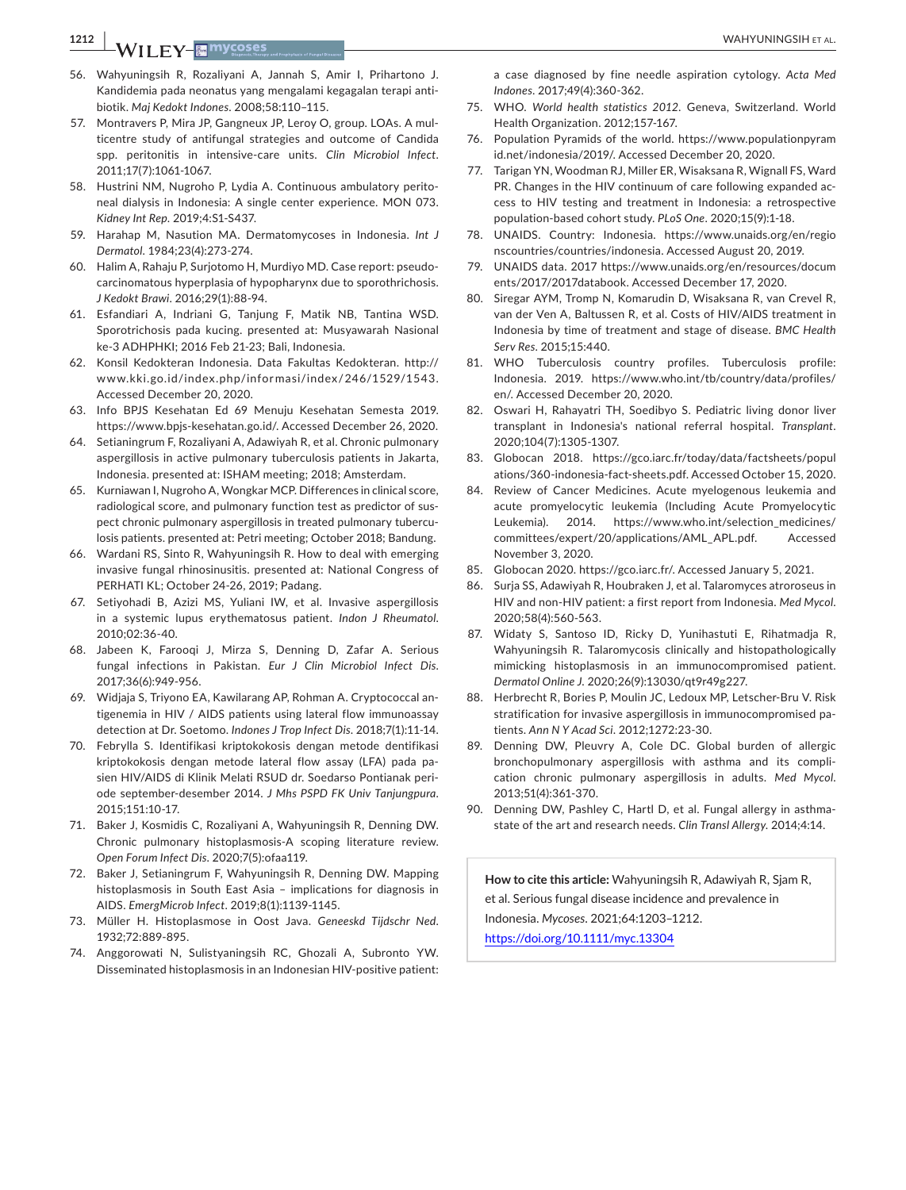56. Wahyuningsih R, Rozaliyani A, Jannah S, Amir I, Prihartono J. Kandidemia pada neonatus yang mengalami kegagalan terapi antibiotik. *Maj Kedokt Indones*. 2008;58:110–115.
57. Montravers P, Mira JP, Gangneux JP, Leroy O, group. LOAs. A multicentre study of antifungal strategies and outcome of Candida spp. peritonitis in intensive-care units. *Clin Microbiol Infect*. 2011;17(7):1061-1067.
58. Hustrini NM, Nugroho P, Lydia A. Continuous ambulatory peritoneal dialysis in Indonesia: A single center experience. MON 073. *Kidney Int Rep*. 2019;4:S1-S437.
59. Harahap M, Nasution MA. Dermatomycoses in Indonesia. *Int J Dermatol*. 1984;23(4):273-274.
60. Halim A, Rahaju P, Surjotomo H, Murdiyo MD. Case report: pseudocarcinomatous hyperplasia of hypopharynx due to sporothrichosis. *J Kedokt Brawi*. 2016;29(1):88-94.
61. Esfandiari A, Indriani G, Tanjung F, Matik NB, Tantina WSD. Sporotrichosis pada kucing. presented at: Musyawarah Nasional ke-3 ADHPHKI; 2016 Feb 21-23; Bali, Indonesia.
62. Konsil Kedokteran Indonesia. Data Fakultas Kedokteran. http://www.kki.go.id/index.php/informasi/index/246/1529/1543. Accessed December 20, 2020.
63. Info BPJS Kesehatan Ed 69 Menuju Kesehatan Semesta 2019. https://www.bpjs-kesehatan.go.id/. Accessed December 26, 2020.
64. Setianingrum F, Rozaliyani A, Adawiyah R, et al. Chronic pulmonary aspergillosis in active pulmonary tuberculosis patients in Jakarta, Indonesia. presented at: ISHAM meeting; 2018; Amsterdam.
65. Kurniawan I, Nugroho A, Wongkar MCP. Differences in clinical score, radiological score, and pulmonary function test as predictor of suspect chronic pulmonary aspergillosis in treated pulmonary tuberculosis patients. presented at: Petri meeting; October 2018; Bandung.
66. Wardani RS, Sinto R, Wahyuningsih R. How to deal with emerging invasive fungal rhinosinusitis. presented at: National Congress of PERHATI KL; October 24-26, 2019; Padang.
67. Setiyohadi B, Azizi MS, Yuliani IW, et al. Invasive aspergillosis in a systemic lupus erythematosus patient. *Indon J Rheumatol*. 2010;02:36-40.
68. Jabeen K, Farooqi J, Mirza S, Denning D, Zafar A. Serious fungal infections in Pakistan. *Eur J Clin Microbiol Infect Dis*. 2017;36(6):949-956.
69. Widjaja S, Triyono EA, Kawilarang AP, Rohman A. Cryptococcal antigenemia in HIV / AIDS patients using lateral flow immunoassay detection at Dr. Soetomo. *Indones J Trop Infect Dis*. 2018;7(1):11-14.
70. Febrylla S. Identifikasi kriptokokosis dengan metode dentifikasi kriptokokosis dengan metode lateral flow assay (LFA) pada pasien HIV/AIDS di Klinik Melati RSUD dr. Soedarso Pontianak periode september-desember 2014. *J Mhs PSPD FK Univ Tanjungpura*. 2015;151:10-17.
71. Baker J, Kosmidis C, Rozaliyani A, Wahyuningsih R, Denning DW. Chronic pulmonary histoplasmosis-A scoping literature review. *Open Forum Infect Dis*. 2020;7(5):ofaa119.
72. Baker J, Setianingrum F, Wahyuningsih R, Denning DW. Mapping histoplasmosis in South East Asia – implications for diagnosis in AIDS. *EmergMicrob Infect*. 2019;8(1):1139-1145.
73. Müller H. Histoplasmose in Oost Java. *Geneeskd Tijdschr Ned*. 1932;72:889-895.
74. Anggorowati N, Sulistyaningsih RC, Ghozali A, Subronto YW. Disseminated histoplasmosis in an Indonesian HIV-positive patient: a case diagnosed by fine needle aspiration cytology. *Acta Med Indones*. 2017;49(4):360-362.
75. WHO. *World health statistics 2012*. Geneva, Switzerland. World Health Organization. 2012;157-167.
76. Population Pyramids of the world. https://www.populationpyramid.net/indonesia/2019/. Accessed December 20, 2020.
77. Tarigan YN, Woodman RJ, Miller ER, Wisaksana R, Wignall FS, Ward PR. Changes in the HIV continuum of care following expanded access to HIV testing and treatment in Indonesia: a retrospective population-based cohort study. *PLoS One*. 2020;15(9):1-18.
78. UNAIDS. Country: Indonesia. https://www.unaids.org/en/regionscountries/countries/indonesia. Accessed August 20, 2019.
79. UNAIDS data. 2017 https://www.unaids.org/en/resources/documents/2017/2017databook. Accessed December 17, 2020.
80. Siregar AYM, Tromp N, Komarudin D, Wisaksana R, van Crevel R, van der Ven A, Baltussen R, et al. Costs of HIV/AIDS treatment in Indonesia by time of treatment and stage of disease. *BMC Health Serv Res*. 2015;15:440.
81. WHO Tuberculosis country profiles. Tuberculosis profile: Indonesia. 2019. https://www.who.int/tb/country/data/profiles/en/. Accessed December 20, 2020.
82. Oswari H, Rahayatri TH, Soedibyo S. Pediatric living donor liver transplant in Indonesia's national referral hospital. *Transplant*. 2020;104(7):1305-1307.
83. Globocan 2018. https://gco.iarc.fr/today/data/factsheets/populations/360-indonesia-fact-sheets.pdf. Accessed October 15, 2020.
84. Review of Cancer Medicines. Acute myelogenous leukemia and acute promyelocytic leukemia (Including Acute Promyelocytic Leukemia). 2014. https://www.who.int/selection_medicines/committees/expert/20/applications/AML_APL.pdf. Accessed November 3, 2020.
85. Globocan 2020. https://gco.iarc.fr/. Accessed January 5, 2021.
86. Surja SS, Adawiyah R, Houbraken J, et al. Talaromyces atroroseus in HIV and non-HIV patient: a first report from Indonesia. *Med Mycol*. 2020;58(4):560-563.
87. Widaty S, Santoso ID, Ricky D, Yunihastuti E, Rihatmadja R, Wahyuningsih R. Talaromycosis clinically and histopathologically mimicking histoplasmosis in an immunocompromised patient. *Dermatol Online J*. 2020;26(9):13030/qt9r49g227.
88. Herbrecht R, Bories P, Moulin JC, Ledoux MP, Letscher-Bru V. Risk stratification for invasive aspergillosis in immunocompromised patients. *Ann N Y Acad Sci*. 2012;1272:23-30.
89. Denning DW, Pleuvry A, Cole DC. Global burden of allergic bronchopulmonary aspergillosis with asthma and its complication chronic pulmonary aspergillosis in adults. *Med Mycol*. 2013;51(4):361-370.
90. Denning DW, Pashley C, Hartl D, et al. Fungal allergy in asthma-state of the art and research needs. *Clin Transl Allergy*. 2014;4:14.

**How to cite this article:** Wahyuningsih R, Adawiyah R, Sjam R, et al. Serious fungal disease incidence and prevalence in Indonesia. *Mycoses*. 2021;64:1203–1212. https://doi.org/10.1111/myc.13304